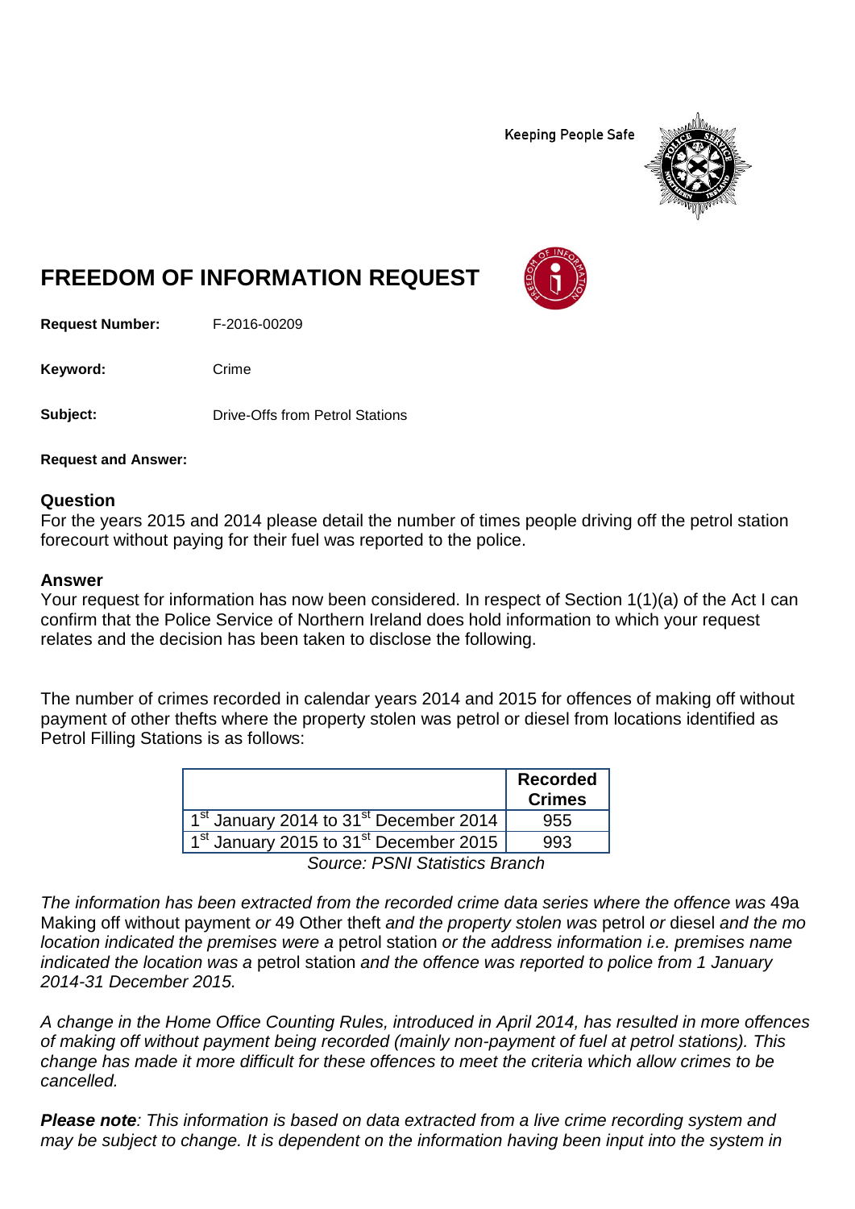Keeping People Safe

# FREEDOM OF INFORMATION REQUEST

**Request Number:** F-2016-00209

**Keyword:** Crime

**Subject:** Drive-Offs from Petrol Stations

**Request and Answer:**

## Question

For the years 2015 and 2014 please detail the number of times people driving off the petrol station forecourt without paying for their fuel was reported to the police.

## Answer

Your request for information has now been considered. In respect of Section 1(1)(a) of the Act I can confirm that the Police Service of Northern Ireland does hold information to which your request relates and the decision has been taken to disclose the following.

The number of crimes recorded in calendar years 2014 and 2015 for offences of making off without payment of other thefts where the property stolen was petrol or diesel from locations identified as Petrol Filling Stations is as follows:

| | Recorded Crimes |
|---|---|
| 1st January 2014 to 31st December 2014 | 955 |
| 1st January 2015 to 31st December 2015 | 993 |

*Source: PSNI Statistics Branch*

*The information has been extracted from the recorded crime data series where the offence was* 49a Making off without payment *or* 49 Other theft *and the property stolen was* petrol *or* diesel *and the mo location indicated the premises were a* petrol station *or the address information i.e. premises name indicated the location was a* petrol station *and the offence was reported to police from 1 January 2014-31 December 2015.*

*A change in the Home Office Counting Rules, introduced in April 2014, has resulted in more offences of making off without payment being recorded (mainly non-payment of fuel at petrol stations). This change has made it more difficult for these offences to meet the criteria which allow crimes to be cancelled.*

***Please note**: This information is based on data extracted from a live crime recording system and may be subject to change. It is dependent on the information having been input into the system in*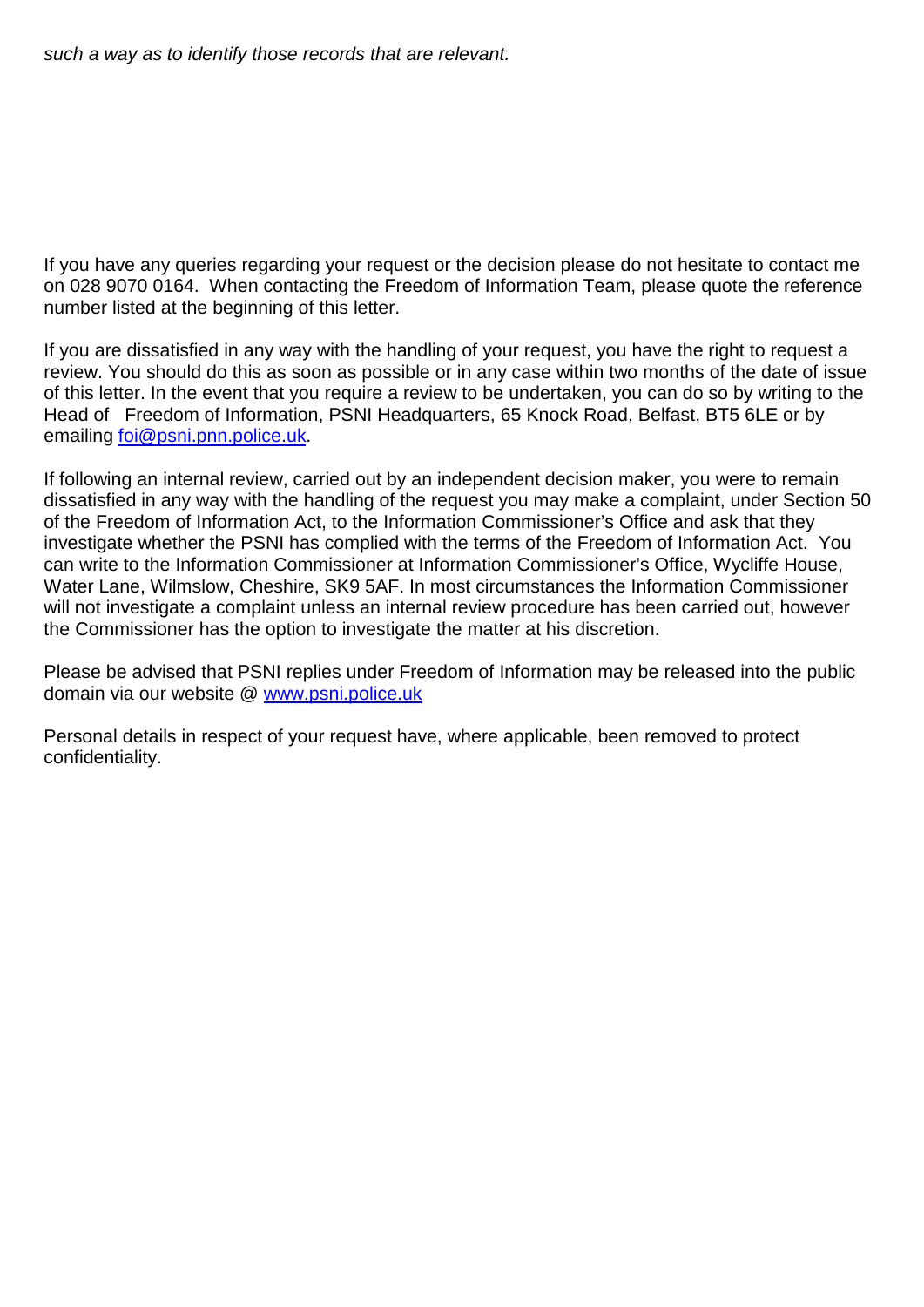*such a way as to identify those records that are relevant.*

If you have any queries regarding your request or the decision please do not hesitate to contact me on 028 9070 0164. When contacting the Freedom of Information Team, please quote the reference number listed at the beginning of this letter.

If you are dissatisfied in any way with the handling of your request, you have the right to request a review. You should do this as soon as possible or in any case within two months of the date of issue of this letter. In the event that you require a review to be undertaken, you can do so by writing to the Head of Freedom of Information, PSNI Headquarters, 65 Knock Road, Belfast, BT5 6LE or by emailing foi@psni.pnn.police.uk.

If following an internal review, carried out by an independent decision maker, you were to remain dissatisfied in any way with the handling of the request you may make a complaint, under Section 50 of the Freedom of Information Act, to the Information Commissioner's Office and ask that they investigate whether the PSNI has complied with the terms of the Freedom of Information Act. You can write to the Information Commissioner at Information Commissioner's Office, Wycliffe House, Water Lane, Wilmslow, Cheshire, SK9 5AF. In most circumstances the Information Commissioner will not investigate a complaint unless an internal review procedure has been carried out, however the Commissioner has the option to investigate the matter at his discretion.

Please be advised that PSNI replies under Freedom of Information may be released into the public domain via our website @ www.psni.police.uk

Personal details in respect of your request have, where applicable, been removed to protect confidentiality.